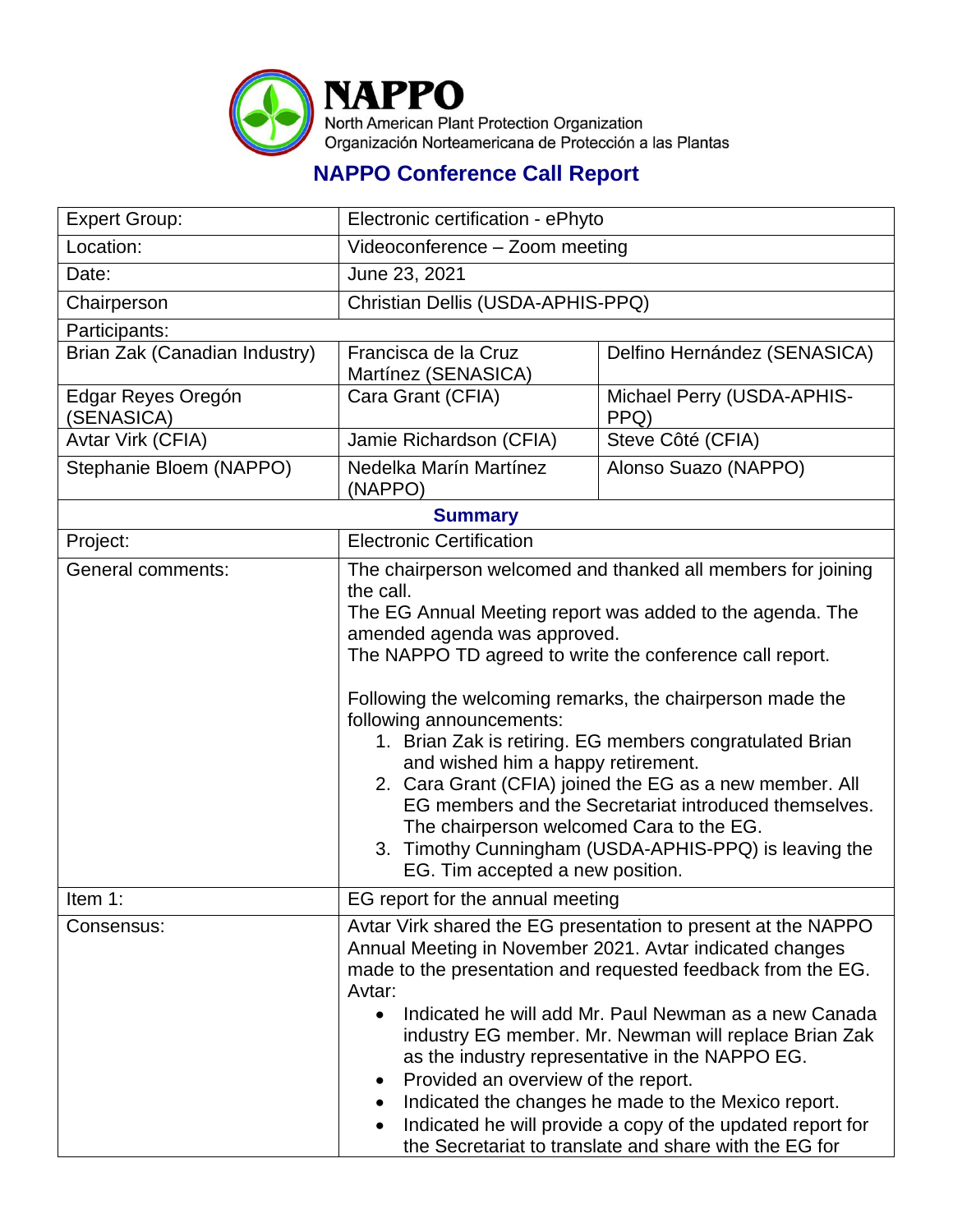# NAPPO

North American Plant Protection Organization
Organización Norteamericana de Protección a las Plantas

## NAPPO Conference Call Report

| | | |
|---|---|---|
| Expert Group: | Electronic certification - ePhyto | |
| Location: | Videoconference – Zoom meeting | |
| Date: | June 23, 2021 | |
| Chairperson | Christian Dellis (USDA-APHIS-PPQ) | |
| Participants: | | |
| Brian Zak (Canadian Industry) | Francisca de la Cruz Martínez (SENASICA) | Delfino Hernández (SENASICA) |
| Edgar Reyes Oregón (SENASICA) | Cara Grant (CFIA) | Michael Perry (USDA-APHIS-PPQ) |
| Avtar Virk (CFIA) | Jamie Richardson (CFIA) | Steve Côté (CFIA) |
| Stephanie Bloem (NAPPO) | Nedelka Marín Martínez (NAPPO) | Alonso Suazo (NAPPO) |
| **Summary** | | |
| Project: | Electronic Certification | |
| General comments: | The chairperson welcomed and thanked all members for joining the call.<br>The EG Annual Meeting report was added to the agenda. The amended agenda was approved.<br>The NAPPO TD agreed to write the conference call report.<br><br>Following the welcoming remarks, the chairperson made the following announcements:<br>1. Brian Zak is retiring. EG members congratulated Brian and wished him a happy retirement.<br>2. Cara Grant (CFIA) joined the EG as a new member. All EG members and the Secretariat introduced themselves. The chairperson welcomed Cara to the EG.<br>3. Timothy Cunningham (USDA-APHIS-PPQ) is leaving the EG. Tim accepted a new position. | |
| Item 1: | EG report for the annual meeting | |
| Consensus: | Avtar Virk shared the EG presentation to present at the NAPPO Annual Meeting in November 2021. Avtar indicated changes made to the presentation and requested feedback from the EG.<br>Avtar:<br>• Indicated he will add Mr. Paul Newman as a new Canada industry EG member. Mr. Newman will replace Brian Zak as the industry representative in the NAPPO EG.<br>• Provided an overview of the report.<br>• Indicated the changes he made to the Mexico report.<br>• Indicated he will provide a copy of the updated report for the Secretariat to translate and share with the EG for | |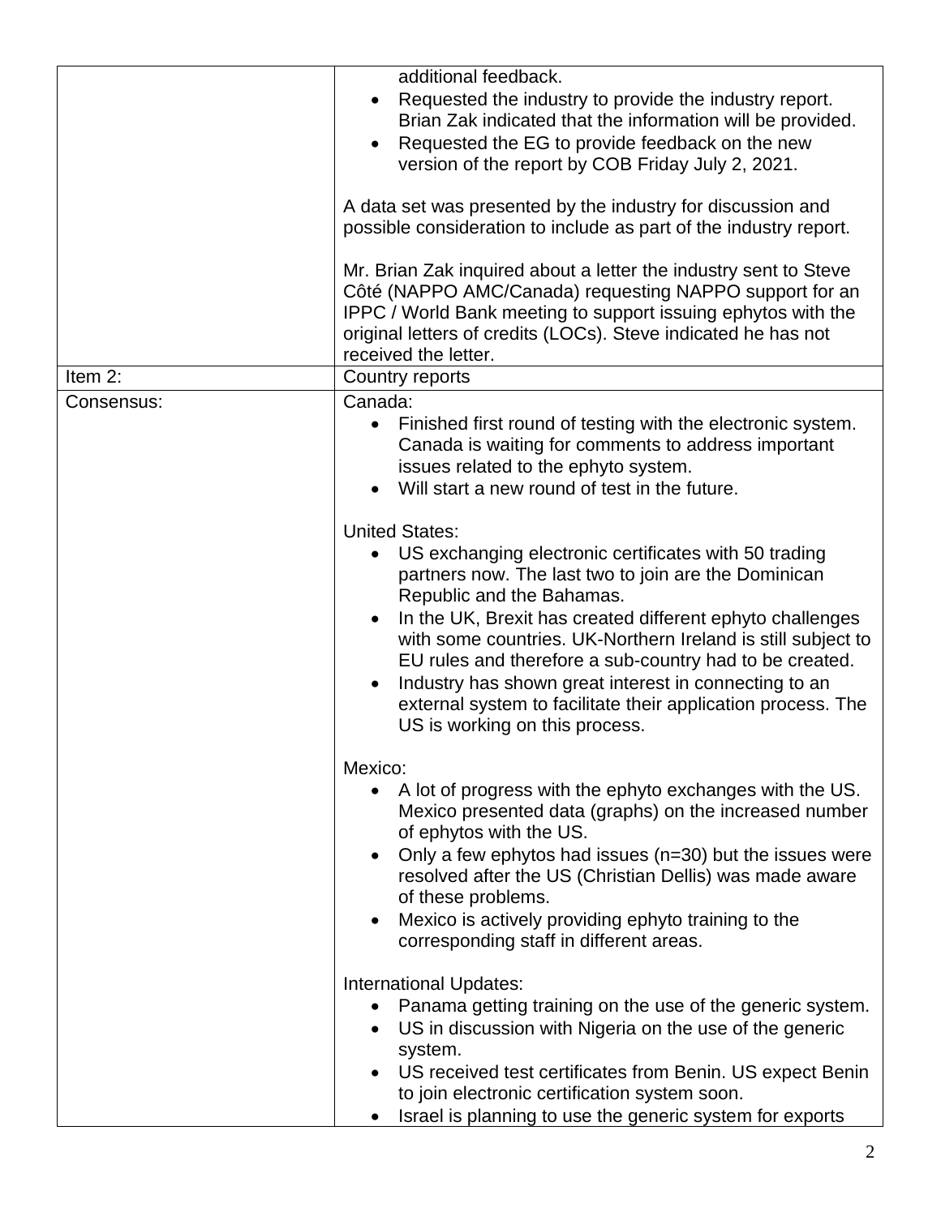| | |
|---|---|
| | additional feedback.<br>• Requested the industry to provide the industry report. Brian Zak indicated that the information will be provided.<br>• Requested the EG to provide feedback on the new version of the report by COB Friday July 2, 2021.<br><br>A data set was presented by the industry for discussion and possible consideration to include as part of the industry report.<br><br>Mr. Brian Zak inquired about a letter the industry sent to Steve Côté (NAPPO AMC/Canada) requesting NAPPO support for an IPPC / World Bank meeting to support issuing ephytos with the original letters of credits (LOCs). Steve indicated he has not received the letter. |
| Item 2: | Country reports |
| Consensus: | Canada:<br>• Finished first round of testing with the electronic system. Canada is waiting for comments to address important issues related to the ephyto system.<br>• Will start a new round of test in the future.<br><br>United States:<br>• US exchanging electronic certificates with 50 trading partners now. The last two to join are the Dominican Republic and the Bahamas.<br>• In the UK, Brexit has created different ephyto challenges with some countries. UK-Northern Ireland is still subject to EU rules and therefore a sub-country had to be created.<br>• Industry has shown great interest in connecting to an external system to facilitate their application process. The US is working on this process.<br><br>Mexico:<br>• A lot of progress with the ephyto exchanges with the US. Mexico presented data (graphs) on the increased number of ephytos with the US.<br>• Only a few ephytos had issues (n=30) but the issues were resolved after the US (Christian Dellis) was made aware of these problems.<br>• Mexico is actively providing ephyto training to the corresponding staff in different areas.<br><br>International Updates:<br>• Panama getting training on the use of the generic system.<br>• US in discussion with Nigeria on the use of the generic system.<br>• US received test certificates from Benin. US expect Benin to join electronic certification system soon.<br>• Israel is planning to use the generic system for exports |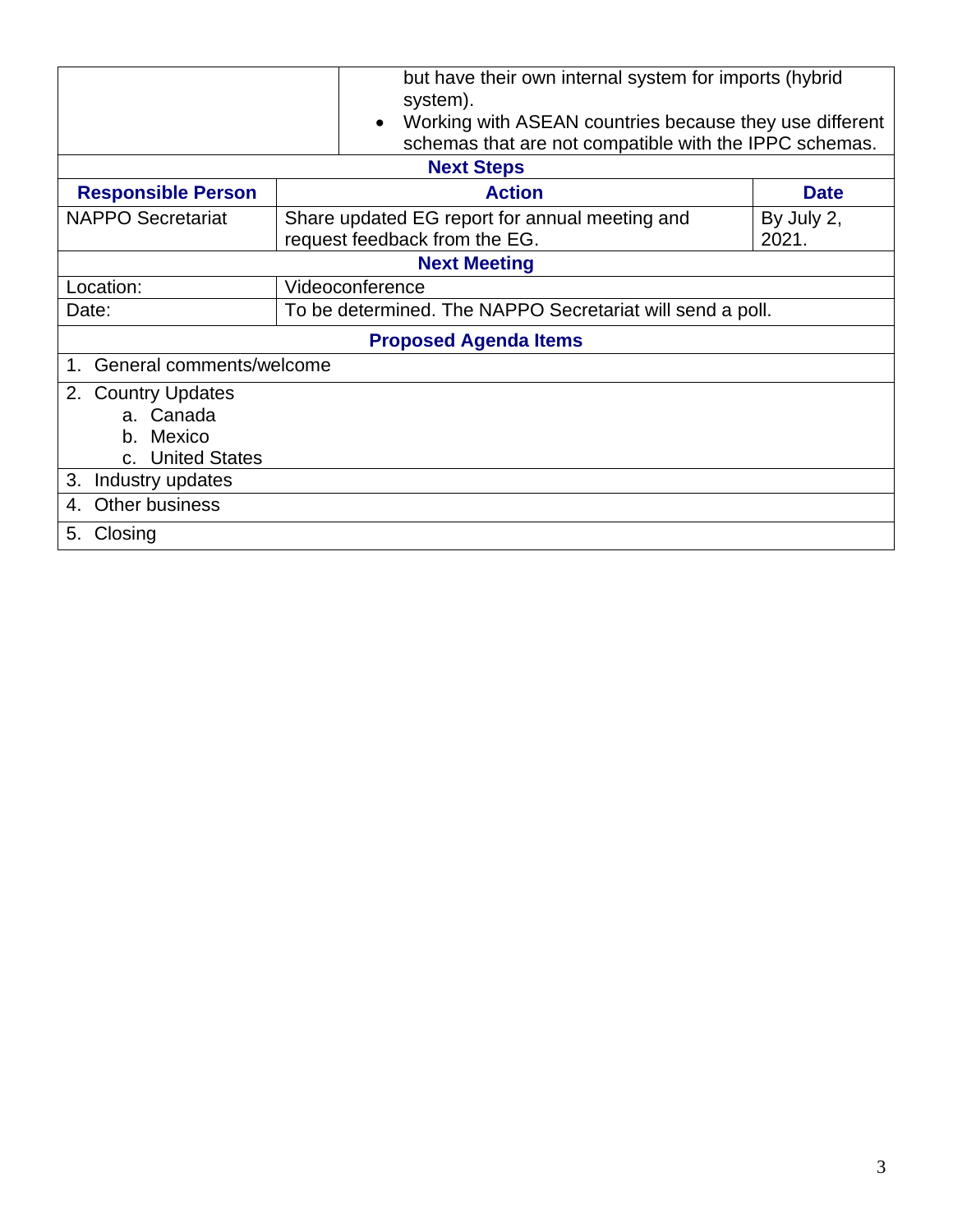| | |
|---|---|
| | but have their own internal system for imports (hybrid system).<br>• Working with ASEAN countries because they use different schemas that are not compatible with the IPPC schemas. |

**Next Steps**

| Responsible Person | Action | Date |
|---|---|---|
| NAPPO Secretariat | Share updated EG report for annual meeting and request feedback from the EG. | By July 2, 2021. |

**Next Meeting**

| | |
|---|---|
| Location: | Videoconference |
| Date: | To be determined. The NAPPO Secretariat will send a poll. |

**Proposed Agenda Items**

1. General comments/welcome
2. Country Updates
   a. Canada
   b. Mexico
   c. United States
3. Industry updates
4. Other business
5. Closing